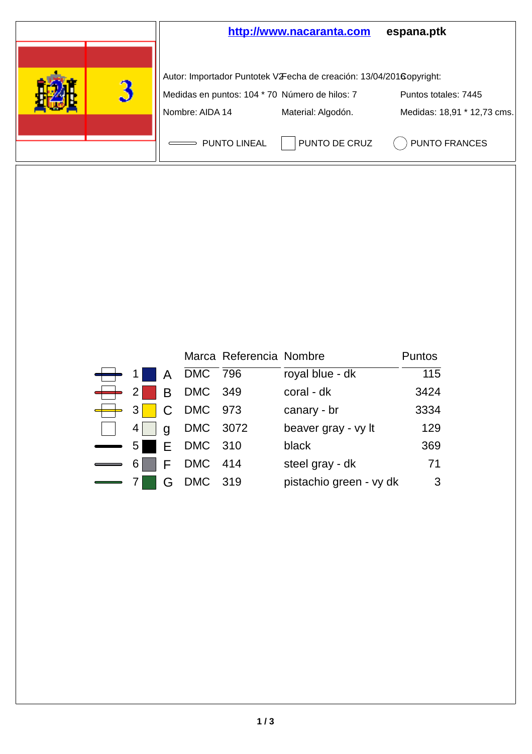http://www.nacaranta.com **espana.ptk**

Autor: Importador Puntotek V2 Fecha de creación: 13/04/2016 Copyright:

Medidas en puntos: 104 * 70 Número de hilos: 7 Puntos totales: 7445

Nombre: AIDA 14 Material: Algodón. Medidas: 18,91 * 12,73 cms.

PUNTO LINEAL PUNTO DE CRUZ PUNTO FRANCES

| | Marca | | Referencia | Nombre | Puntos |
|---|---|---|---|---|---|
| 1 | A | DMC | 796 | royal blue - dk | 115 |
| 2 | B | DMC | 349 | coral - dk | 3424 |
| 3 | C | DMC | 973 | canary - br | 3334 |
| 4 | g | DMC | 3072 | beaver gray - vy lt | 129 |
| 5 | E | DMC | 310 | black | 369 |
| 6 | F | DMC | 414 | steel gray - dk | 71 |
| 7 | G | DMC | 319 | pistachio green - vy dk | 3 |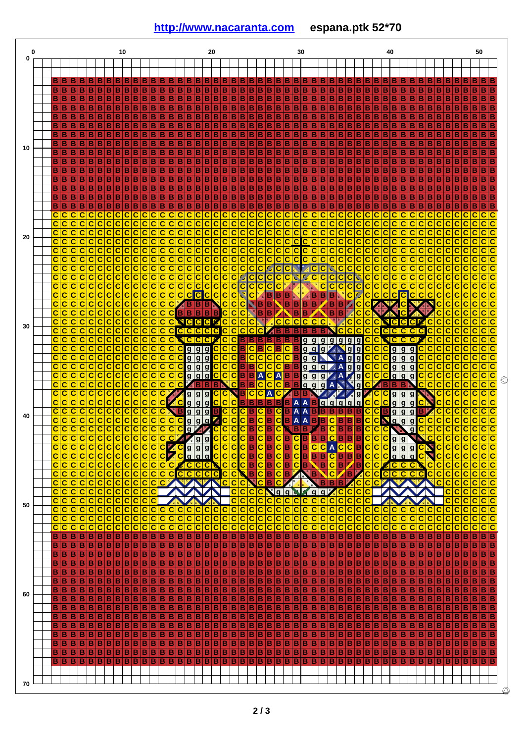**http://www.nacaranta.com** **espana.ptk 52*70**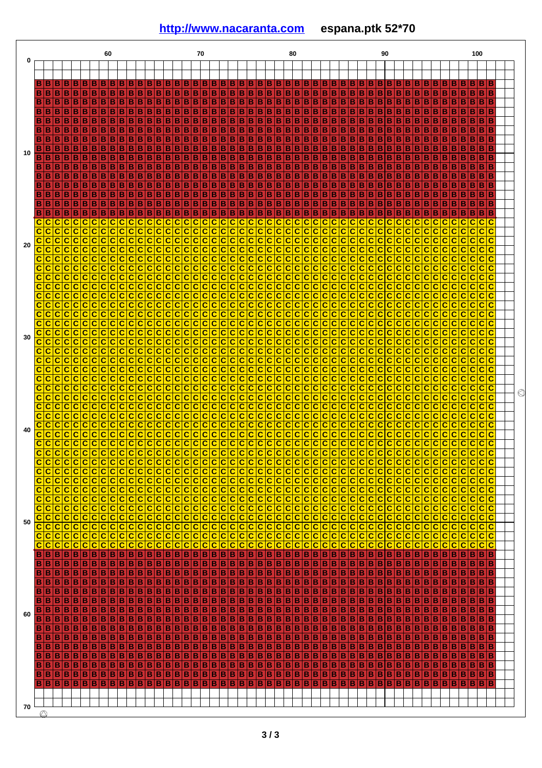**http://www.nacaranta.com** **espana.ptk 52*70**

60 70 80 90 100

0 10 20 30 40 50 60 70